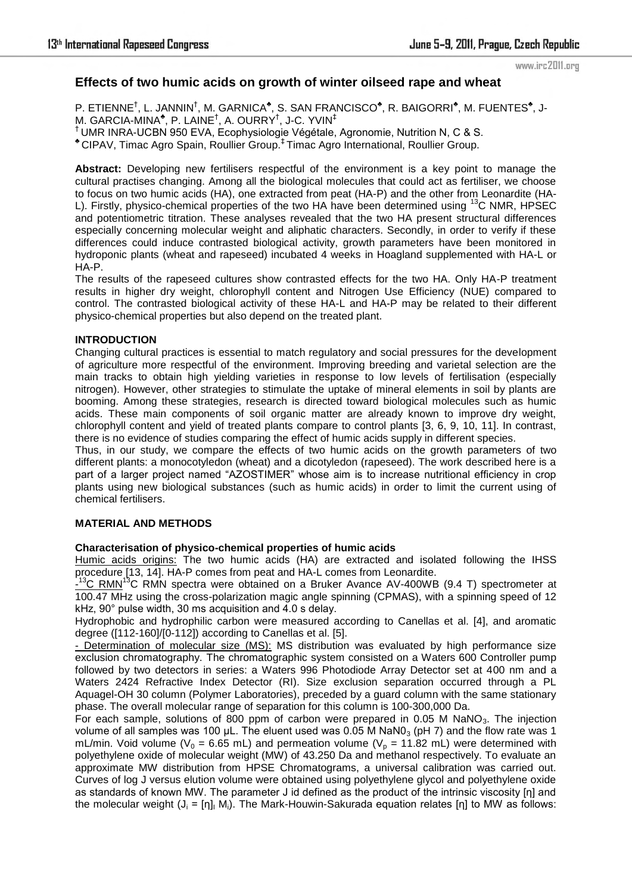# Effects of two humic acids on growth of winter oilseed rape and wheat

P. ETIENNE[†], L. JANNIN[†], M. GARNICA[♣], S. SAN FRANCISCO[♣], R. BAIGORRI[♣], M. FUENTES[♣], J-M. GARCIA-MINA[♣], P. LAINE[†], A. OURRY[†], J-C. YVIN[‡]

[†] UMR INRA-UCBN 950 EVA, Ecophysiologie Végétale, Agronomie, Nutrition N, C & S.
[♣] CIPAV, Timac Agro Spain, Roullier Group. [‡] Timac Agro International, Roullier Group.

**Abstract:** Developing new fertilisers respectful of the environment is a key point to manage the cultural practises changing. Among all the biological molecules that could act as fertiliser, we choose to focus on two humic acids (HA), one extracted from peat (HA-P) and the other from Leonardite (HA-L). Firstly, physico-chemical properties of the two HA have been determined using $^{13}$C NMR, HPSEC and potentiometric titration. These analyses revealed that the two HA present structural differences especially concerning molecular weight and aliphatic characters. Secondly, in order to verify if these differences could induce contrasted biological activity, growth parameters have been monitored in hydroponic plants (wheat and rapeseed) incubated 4 weeks in Hoagland supplemented with HA-L or HA-P.

The results of the rapeseed cultures show contrasted effects for the two HA. Only HA-P treatment results in higher dry weight, chlorophyll content and Nitrogen Use Efficiency (NUE) compared to control. The contrasted biological activity of these HA-L and HA-P may be related to their different physico-chemical properties but also depend on the treated plant.

## INTRODUCTION

Changing cultural practices is essential to match regulatory and social pressures for the development of agriculture more respectful of the environment. Improving breeding and varietal selection are the main tracks to obtain high yielding varieties in response to low levels of fertilisation (especially nitrogen). However, other strategies to stimulate the uptake of mineral elements in soil by plants are booming. Among these strategies, research is directed toward biological molecules such as humic acids. These main components of soil organic matter are already known to improve dry weight, chlorophyll content and yield of treated plants compare to control plants [3, 6, 9, 10, 11]. In contrast, there is no evidence of studies comparing the effect of humic acids supply in different species.

Thus, in our study, we compare the effects of two humic acids on the growth parameters of two different plants: a monocotyledon (wheat) and a dicotyledon (rapeseed). The work described here is a part of a larger project named "AZOSTIMER" whose aim is to increase nutritional efficiency in crop plants using new biological substances (such as humic acids) in order to limit the current using of chemical fertilisers.

## MATERIAL AND METHODS

### Characterisation of physico-chemical properties of humic acids

Humic acids origins: The two humic acids (HA) are extracted and isolated following the IHSS procedure [13, 14]. HA-P comes from peat and HA-L comes from Leonardite.

-$^{13}$C RMN $^{13}$C RMN spectra were obtained on a Bruker Avance AV-400WB (9.4 T) spectrometer at 100.47 MHz using the cross-polarization magic angle spinning (CPMAS), with a spinning speed of 12 kHz, 90° pulse width, 30 ms acquisition and 4.0 s delay.

Hydrophobic and hydrophilic carbon were measured according to Canellas et al. [4], and aromatic degree ([112-160]/[0-112]) according to Canellas et al. [5].

- Determination of molecular size (MS): MS distribution was evaluated by high performance size exclusion chromatography. The chromatographic system consisted on a Waters 600 Controller pump followed by two detectors in series: a Waters 996 Photodiode Array Detector set at 400 nm and a Waters 2424 Refractive Index Detector (RI). Size exclusion separation occurred through a PL Aquagel-OH 30 column (Polymer Laboratories), preceded by a guard column with the same stationary phase. The overall molecular range of separation for this column is 100-300,000 Da.

For each sample, solutions of 800 ppm of carbon were prepared in 0.05 M $NaNO_3$. The injection volume of all samples was 100 µL. The eluent used was 0.05 M $NaN0_3$ (pH 7) and the flow rate was 1 mL/min. Void volume ($V_0$ = 6.65 mL) and permeation volume ($V_p$ = 11.82 mL) were determined with polyethylene oxide of molecular weight (MW) of 43.250 Da and methanol respectively. To evaluate an approximate MW distribution from HPSE Chromatograms, a universal calibration was carried out. Curves of log J versus elution volume were obtained using polyethylene glycol and polyethylene oxide as standards of known MW. The parameter J id defined as the product of the intrinsic viscosity [η] and the molecular weight ($J_i = [\eta]_i M_i$). The Mark-Houwin-Sakurada equation relates [η] to MW as follows: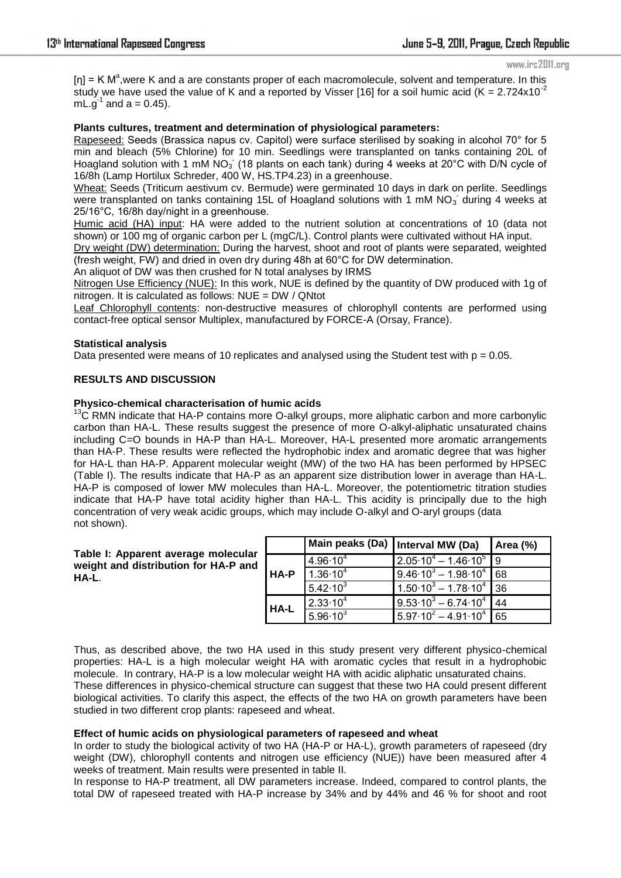$[\eta] = K M^a$,were K and a are constants proper of each macromolecule, solvent and temperature. In this study we have used the value of K and a reported by Visser [16] for a soil humic acid ($K = 2.724 \times 10^{-2}$ $mL.g^{-1}$ and $a = 0.45$).

**Plants cultures, treatment and determination of physiological parameters:**

Rapeseed: Seeds (Brassica napus cv. Capitol) were surface sterilised by soaking in alcohol 70° for 5 min and bleach (5% Chlorine) for 10 min. Seedlings were transplanted on tanks containing 20L of Hoagland solution with 1 mM $NO_3^-$ (18 plants on each tank) during 4 weeks at 20°C with D/N cycle of 16/8h (Lamp Hortilux Schreder, 400 W, HS.TP4.23) in a greenhouse.

Wheat: Seeds (Triticum aestivum cv. Bermude) were germinated 10 days in dark on perlite. Seedlings were transplanted on tanks containing 15L of Hoagland solutions with 1 mM $NO_3^-$ during 4 weeks at 25/16°C, 16/8h day/night in a greenhouse.

Humic acid (HA) input: HA were added to the nutrient solution at concentrations of 10 (data not shown) or 100 mg of organic carbon per L (mgC/L). Control plants were cultivated without HA input.

Dry weight (DW) determination: During the harvest, shoot and root of plants were separated, weighted (fresh weight, FW) and dried in oven dry during 48h at 60°C for DW determination.

An aliquot of DW was then crushed for N total analyses by IRMS

Nitrogen Use Efficiency (NUE): In this work, NUE is defined by the quantity of DW produced with 1g of nitrogen. It is calculated as follows: NUE = DW / QNtot

Leaf Chlorophyll contents: non-destructive measures of chlorophyll contents are performed using contact-free optical sensor Multiplex, manufactured by FORCE-A (Orsay, France).

**Statistical analysis**

Data presented were means of 10 replicates and analysed using the Student test with $p = 0.05$.

**RESULTS AND DISCUSSION**

**Physico-chemical characterisation of humic acids**

$^{13}C$ RMN indicate that HA-P contains more O-alkyl groups, more aliphatic carbon and more carbonylic carbon than HA-L. These results suggest the presence of more O-alkyl-aliphatic unsaturated chains including C=O bounds in HA-P than HA-L. Moreover, HA-L presented more aromatic arrangements than HA-P. These results were reflected the hydrophobic index and aromatic degree that was higher for HA-L than HA-P. Apparent molecular weight (MW) of the two HA has been performed by HPSEC (Table I). The results indicate that HA-P as an apparent size distribution lower in average than HA-L. HA-P is composed of lower MW molecules than HA-L. Moreover, the potentiometric titration studies indicate that HA-P have total acidity higher than HA-L. This acidity is principally due to the high concentration of very weak acidic groups, which may include O-alkyl and O-aryl groups (data not shown).

**Table I: Apparent average molecular weight and distribution for HA-P and HA-L.**

| | Main peaks (Da) | Interval MW (Da) | Area (%) |
|---|---|---|---|
| HA-P | $4.96 \cdot 10^4$ | $2.05 \cdot 10^4 - 1.46 \cdot 10^5$ | 9 |
| | $1.36 \cdot 10^4$ | $9.46 \cdot 10^3 - 1.98 \cdot 10^4$ | 68 |
| | $5.42 \cdot 10^3$ | $1.50 \cdot 10^3 - 1.78 \cdot 10^4$ | 36 |
| HA-L | $2.33 \cdot 10^4$ | $9.53 \cdot 10^3 - 6.74 \cdot 10^4$ | 44 |
| | $5.96 \cdot 10^3$ | $5.97 \cdot 10^2 - 4.91 \cdot 10^4$ | 65 |

Thus, as described above, the two HA used in this study present very different physico-chemical properties: HA-L is a high molecular weight HA with aromatic cycles that result in a hydrophobic molecule. In contrary, HA-P is a low molecular weight HA with acidic aliphatic unsaturated chains. These differences in physico-chemical structure can suggest that these two HA could present different biological activities. To clarify this aspect, the effects of the two HA on growth parameters have been studied in two different crop plants: rapeseed and wheat.

**Effect of humic acids on physiological parameters of rapeseed and wheat**

In order to study the biological activity of two HA (HA-P or HA-L), growth parameters of rapeseed (dry weight (DW), chlorophyll contents and nitrogen use efficiency (NUE)) have been measured after 4 weeks of treatment. Main results were presented in table II.

In response to HA-P treatment, all DW parameters increase. Indeed, compared to control plants, the total DW of rapeseed treated with HA-P increase by 34% and by 44% and 46 % for shoot and root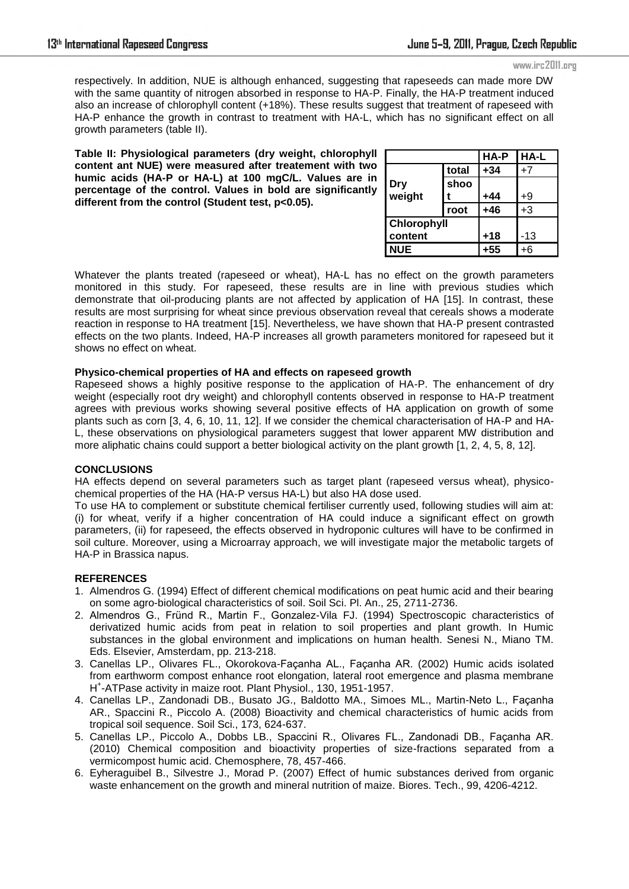respectively. In addition, NUE is although enhanced, suggesting that rapeseeds can made more DW with the same quantity of nitrogen absorbed in response to HA-P. Finally, the HA-P treatment induced also an increase of chlorophyll content (+18%). These results suggest that treatment of rapeseed with HA-P enhance the growth in contrast to treatment with HA-L, which has no significant effect on all growth parameters (table II).

**Table II: Physiological parameters (dry weight, chlorophyll content ant NUE) were measured after treatement with two humic acids (HA-P or HA-L) at 100 mgC/L. Values are in percentage of the control. Values in bold are significantly different from the control (Student test, p<0.05).**

| | | HA-P | HA-L |
|---|---|---|---|
| Dry weight | total | **+34** | +7 |
| | shoot | **+44** | +9 |
| | root | **+46** | +3 |
| Chlorophyll content | | **+18** | -13 |
| NUE | | **+55** | +6 |

Whatever the plants treated (rapeseed or wheat), HA-L has no effect on the growth parameters monitored in this study. For rapeseed, these results are in line with previous studies which demonstrate that oil-producing plants are not affected by application of HA [15]. In contrast, these results are most surprising for wheat since previous observation reveal that cereals shows a moderate reaction in response to HA treatment [15]. Nevertheless, we have shown that HA-P present contrasted effects on the two plants. Indeed, HA-P increases all growth parameters monitored for rapeseed but it shows no effect on wheat.

**Physico-chemical properties of HA and effects on rapeseed growth**

Rapeseed shows a highly positive response to the application of HA-P. The enhancement of dry weight (especially root dry weight) and chlorophyll contents observed in response to HA-P treatment agrees with previous works showing several positive effects of HA application on growth of some plants such as corn [3, 4, 6, 10, 11, 12]. If we consider the chemical characterisation of HA-P and HA-L, these observations on physiological parameters suggest that lower apparent MW distribution and more aliphatic chains could support a better biological activity on the plant growth [1, 2, 4, 5, 8, 12].

## CONCLUSIONS

HA effects depend on several parameters such as target plant (rapeseed versus wheat), physico-chemical properties of the HA (HA-P versus HA-L) but also HA dose used.

To use HA to complement or substitute chemical fertiliser currently used, following studies will aim at: (i) for wheat, verify if a higher concentration of HA could induce a significant effect on growth parameters, (ii) for rapeseed, the effects observed in hydroponic cultures will have to be confirmed in soil culture. Moreover, using a Microarray approach, we will investigate major the metabolic targets of HA-P in Brassica napus.

## REFERENCES

1. Almendros G. (1994) Effect of different chemical modifications on peat humic acid and their bearing on some agro-biological characteristics of soil. Soil Sci. Pl. An., 25, 2711-2736.
2. Almendros G., Fründ R., Martin F., Gonzalez-Vila FJ. (1994) Spectroscopic characteristics of derivatized humic acids from peat in relation to soil properties and plant growth. In Humic substances in the global environment and implications on human health. Senesi N., Miano TM. Eds. Elsevier, Amsterdam, pp. 213-218.
3. Canellas LP., Olivares FL., Okorokova-Façanha AL., Façanha AR. (2002) Humic acids isolated from earthworm compost enhance root elongation, lateral root emergence and plasma membrane $H^+$-ATPase activity in maize root. Plant Physiol., 130, 1951-1957.
4. Canellas LP., Zandonadi DB., Busato JG., Baldotto MA., Simoes ML., Martin-Neto L., Façanha AR., Spaccini R., Piccolo A. (2008) Bioactivity and chemical characteristics of humic acids from tropical soil sequence. Soil Sci., 173, 624-637.
5. Canellas LP., Piccolo A., Dobbs LB., Spaccini R., Olivares FL., Zandonadi DB., Façanha AR. (2010) Chemical composition and bioactivity properties of size-fractions separated from a vermicompost humic acid. Chemosphere, 78, 457-466.
6. Eyheraguibel B., Silvestre J., Morad P. (2007) Effect of humic substances derived from organic waste enhancement on the growth and mineral nutrition of maize. Biores. Tech., 99, 4206-4212.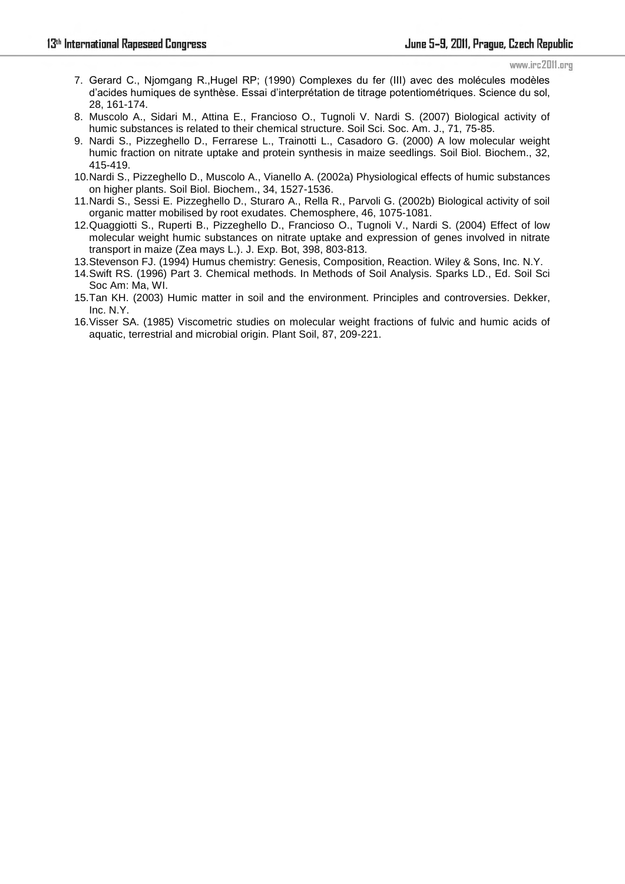7. Gerard C., Njomgang R.,Hugel RP; (1990) Complexes du fer (III) avec des molécules modèles d'acides humiques de synthèse. Essai d'interprétation de titrage potentiométriques. Science du sol, 28, 161-174.
8. Muscolo A., Sidari M., Attina E., Francioso O., Tugnoli V. Nardi S. (2007) Biological activity of humic substances is related to their chemical structure. Soil Sci. Soc. Am. J., 71, 75-85.
9. Nardi S., Pizzeghello D., Ferrarese L., Trainotti L., Casadoro G. (2000) A low molecular weight humic fraction on nitrate uptake and protein synthesis in maize seedlings. Soil Biol. Biochem., 32, 415-419.
10. Nardi S., Pizzeghello D., Muscolo A., Vianello A. (2002a) Physiological effects of humic substances on higher plants. Soil Biol. Biochem., 34, 1527-1536.
11. Nardi S., Sessi E. Pizzeghello D., Sturaro A., Rella R., Parvoli G. (2002b) Biological activity of soil organic matter mobilised by root exudates. Chemosphere, 46, 1075-1081.
12. Quaggiotti S., Ruperti B., Pizzeghello D., Francioso O., Tugnoli V., Nardi S. (2004) Effect of low molecular weight humic substances on nitrate uptake and expression of genes involved in nitrate transport in maize (Zea mays L.). J. Exp. Bot, 398, 803-813.
13. Stevenson FJ. (1994) Humus chemistry: Genesis, Composition, Reaction. Wiley & Sons, Inc. N.Y.
14. Swift RS. (1996) Part 3. Chemical methods. In Methods of Soil Analysis. Sparks LD., Ed. Soil Sci Soc Am: Ma, WI.
15. Tan KH. (2003) Humic matter in soil and the environment. Principles and controversies. Dekker, Inc. N.Y.
16. Visser SA. (1985) Viscometric studies on molecular weight fractions of fulvic and humic acids of aquatic, terrestrial and microbial origin. Plant Soil, 87, 209-221.